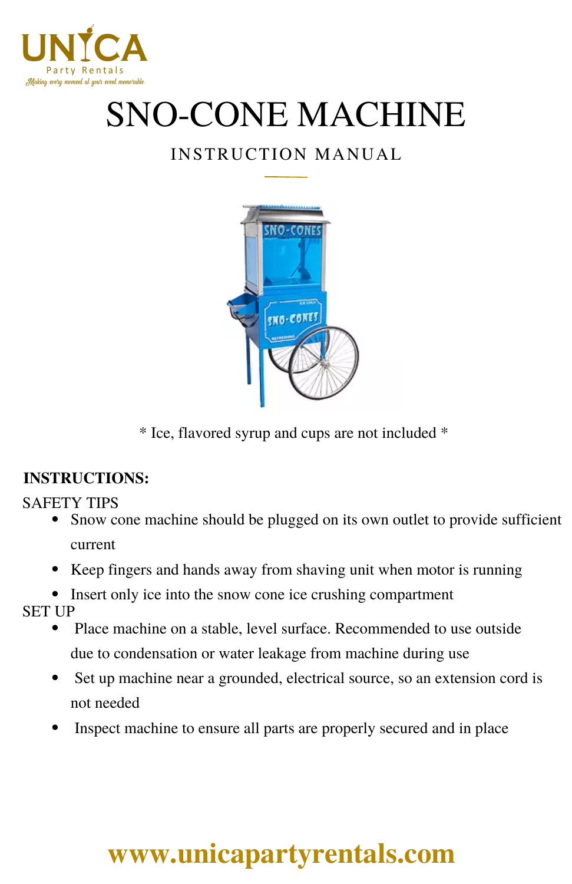UNICA
Party Rentals
*Making every moment at your event memorable*

# SNO-CONE MACHINE

## INSTRUCTION MANUAL

\* Ice, flavored syrup and cups are not included \*

**INSTRUCTIONS:**

SAFETY TIPS

- Snow cone machine should be plugged on its own outlet to provide sufficient current
- Keep fingers and hands away from shaving unit when motor is running
- Insert only ice into the snow cone ice crushing compartment

SET UP

- Place machine on a stable, level surface. Recommended to use outside due to condensation or water leakage from machine during use
- Set up machine near a grounded, electrical source, so an extension cord is not needed
- Inspect machine to ensure all parts are properly secured and in place

**www.unicapartyrentals.com**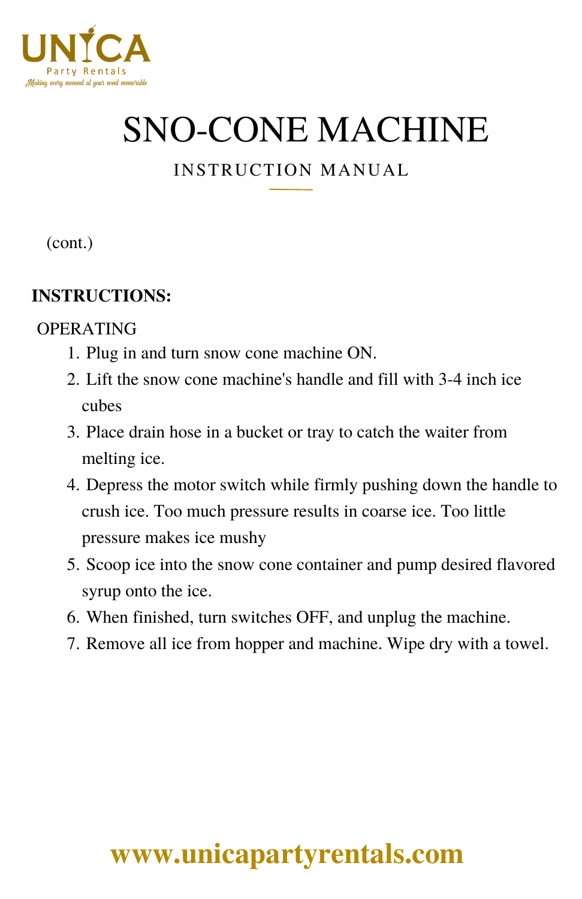UNICA
Party Rentals
*Making every moment at your event memorable*

# SNO-CONE MACHINE

## INSTRUCTION MANUAL

(cont.)

**INSTRUCTIONS:**

OPERATING

1. Plug in and turn snow cone machine ON.
2. Lift the snow cone machine's handle and fill with 3-4 inch ice cubes
3. Place drain hose in a bucket or tray to catch the waiter from melting ice.
4. Depress the motor switch while firmly pushing down the handle to crush ice. Too much pressure results in coarse ice. Too little pressure makes ice mushy
5. Scoop ice into the snow cone container and pump desired flavored syrup onto the ice.
6. When finished, turn switches OFF, and unplug the machine.
7. Remove all ice from hopper and machine. Wipe dry with a towel.

**www.unicapartyrentals.com**